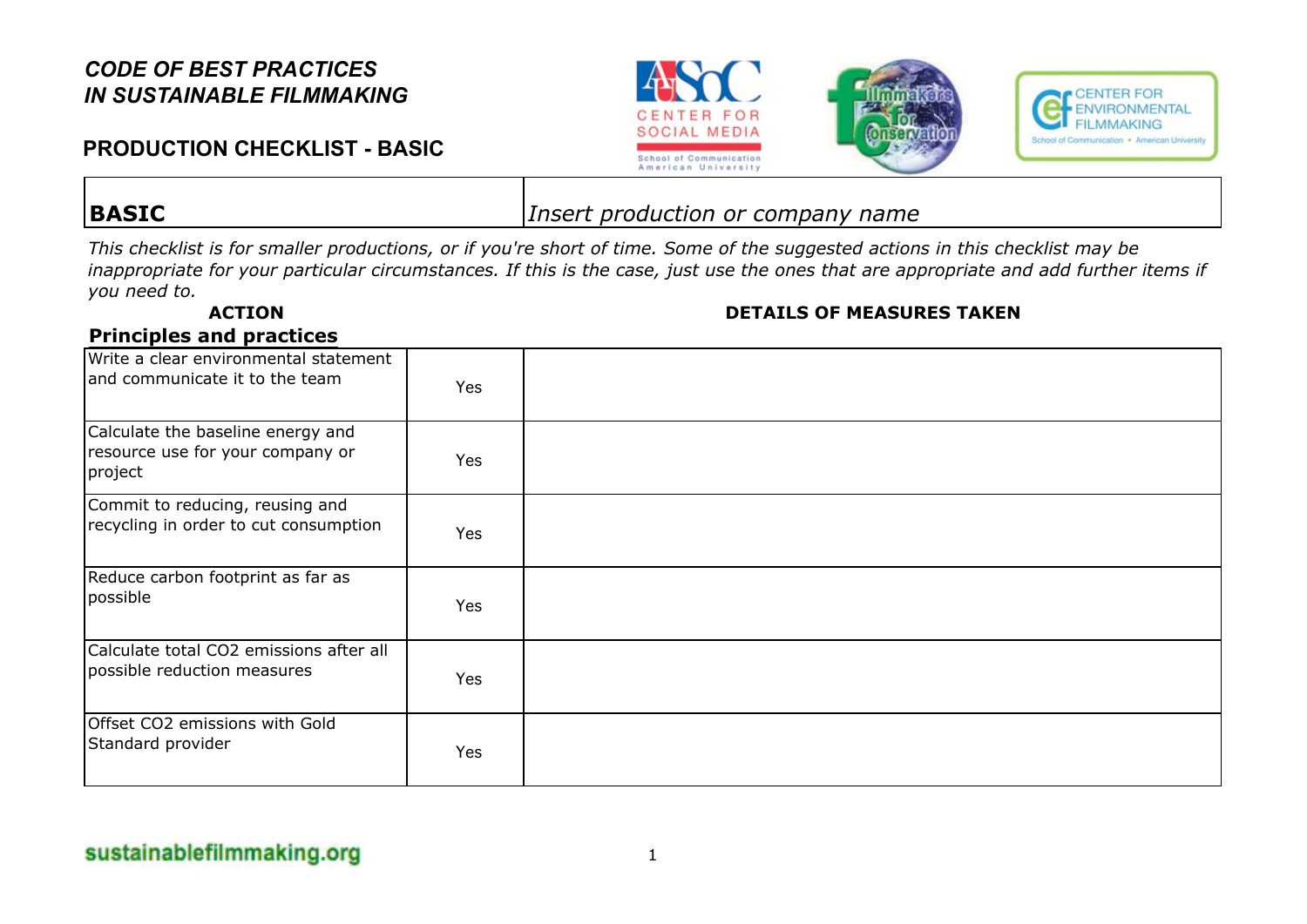# CODE OF BEST PRACTICES IN SUSTAINABLE FILMMAKING

## PRODUCTION CHECKLIST - BASIC

| **BASIC** | *Insert production or company name* |
|---|---|

*This checklist is for smaller productions, or if you're short of time. Some of the suggested actions in this checklist may be inappropriate for your particular circumstances. If this is the case, just use the ones that are appropriate and add further items if you need to.*

**Principles and practices**

| ACTION | | DETAILS OF MEASURES TAKEN |
|---|---|---|
| Write a clear environmental statement and communicate it to the team | Yes | |
| Calculate the baseline energy and resource use for your company or project | Yes | |
| Commit to reducing, reusing and recycling in order to cut consumption | Yes | |
| Reduce carbon footprint as far as possible | Yes | |
| Calculate total $CO_2$ emissions after all possible reduction measures | Yes | |
| Offset $CO_2$ emissions with Gold Standard provider | Yes | |

sustainablefilmmaking.org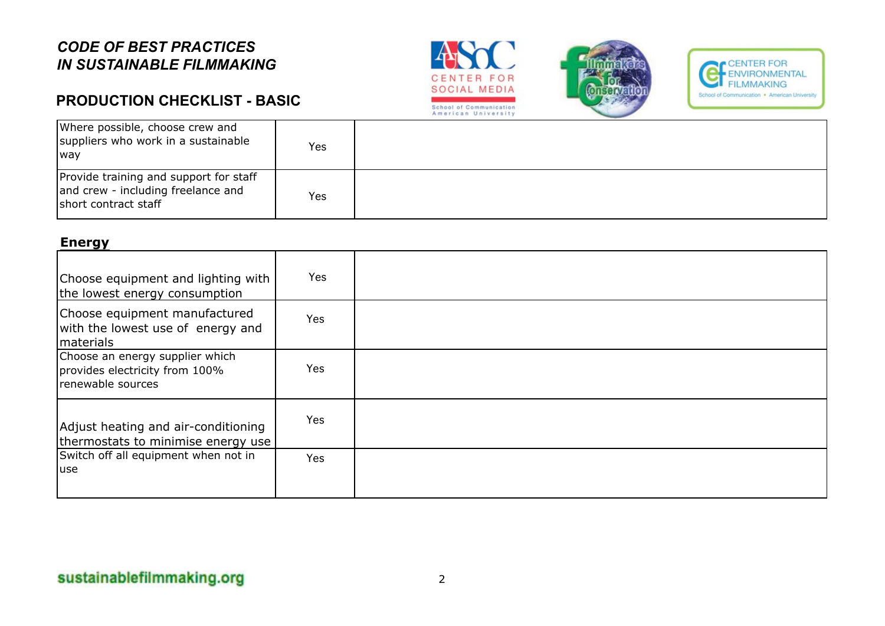## CODE OF BEST PRACTICES IN SUSTAINABLE FILMMAKING

## PRODUCTION CHECKLIST - BASIC

| | | |
|---|---|---|
| Where possible, choose crew and suppliers who work in a sustainable way | Yes | |
| Provide training and support for staff and crew - including freelance and short contract staff | Yes | |

**Energy**

| | | |
|---|---|---|
| Choose equipment and lighting with the lowest energy consumption | Yes | |
| Choose equipment manufactured with the lowest use of energy and materials | Yes | |
| Choose an energy supplier which provides electricity from 100% renewable sources | Yes | |
| Adjust heating and air-conditioning thermostats to minimise energy use | Yes | |
| Switch off all equipment when not in use | Yes | |

sustainablefilmmaking.org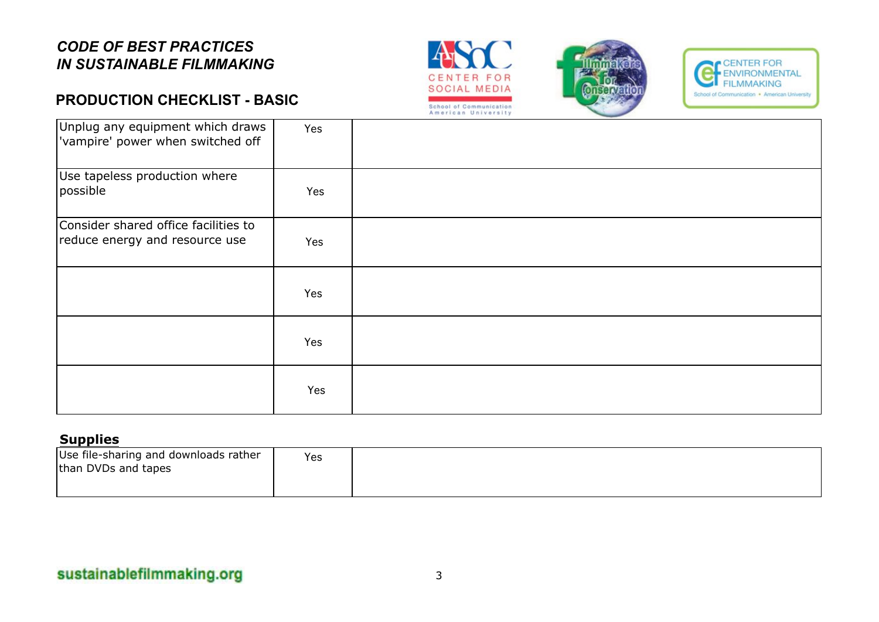*CODE OF BEST PRACTICES*
*IN SUSTAINABLE FILMMAKING*

## PRODUCTION CHECKLIST - BASIC

| | | |
|---|---|---|
| Unplug any equipment which draws 'vampire' power when switched off | Yes | |
| Use tapeless production where possible | Yes | |
| Consider shared office facilities to reduce energy and resource use | Yes | |
| | Yes | |
| | Yes | |
| | Yes | |

### Supplies

| | | |
|---|---|---|
| Use file-sharing and downloads rather than DVDs and tapes | Yes | |

sustainablefilmmaking.org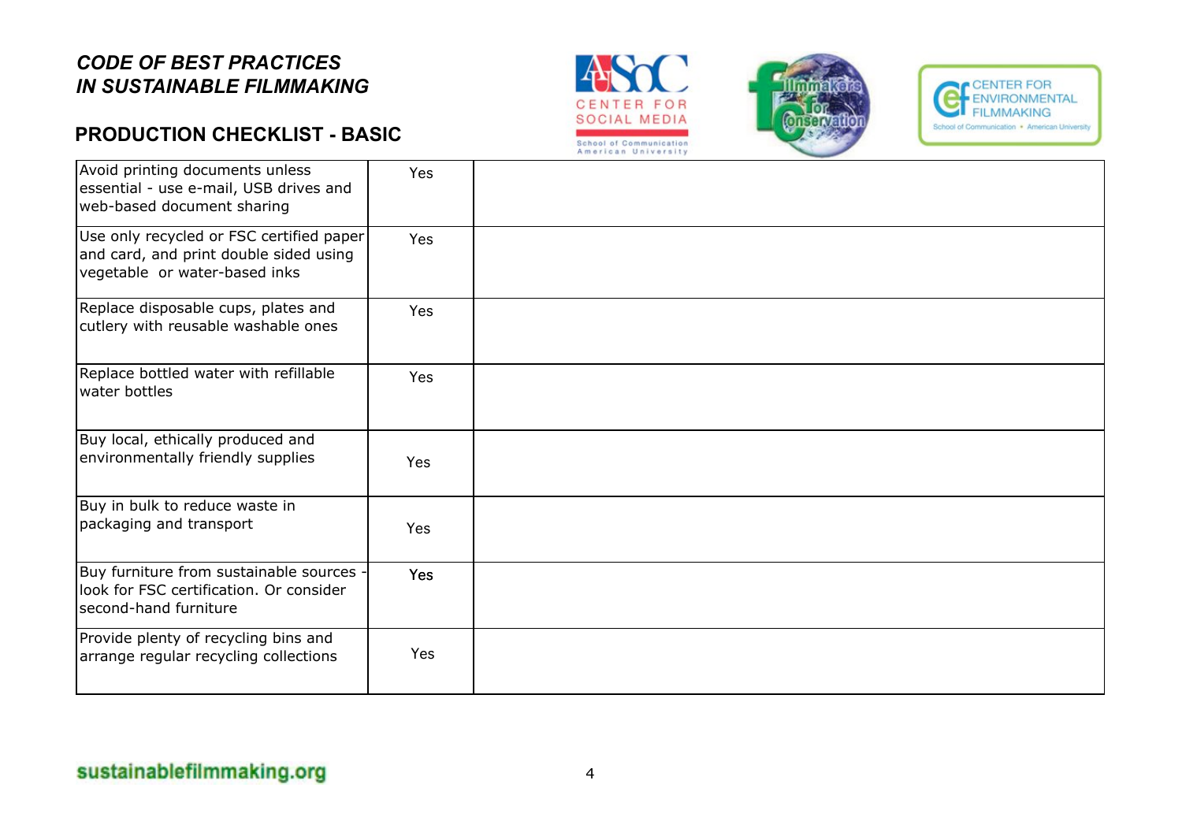*CODE OF BEST PRACTICES*
*IN SUSTAINABLE FILMMAKING*

## PRODUCTION CHECKLIST - BASIC

| | | |
|---|---|---|
| Avoid printing documents unless essential - use e-mail, USB drives and web-based document sharing | Yes | |
| Use only recycled or FSC certified paper and card, and print double sided using vegetable or water-based inks | Yes | |
| Replace disposable cups, plates and cutlery with reusable washable ones | Yes | |
| Replace bottled water with refillable water bottles | Yes | |
| Buy local, ethically produced and environmentally friendly supplies | Yes | |
| Buy in bulk to reduce waste in packaging and transport | Yes | |
| Buy furniture from sustainable sources - look for FSC certification. Or consider second-hand furniture | Yes | |
| Provide plenty of recycling bins and arrange regular recycling collections | Yes | |

sustainablefilmmaking.org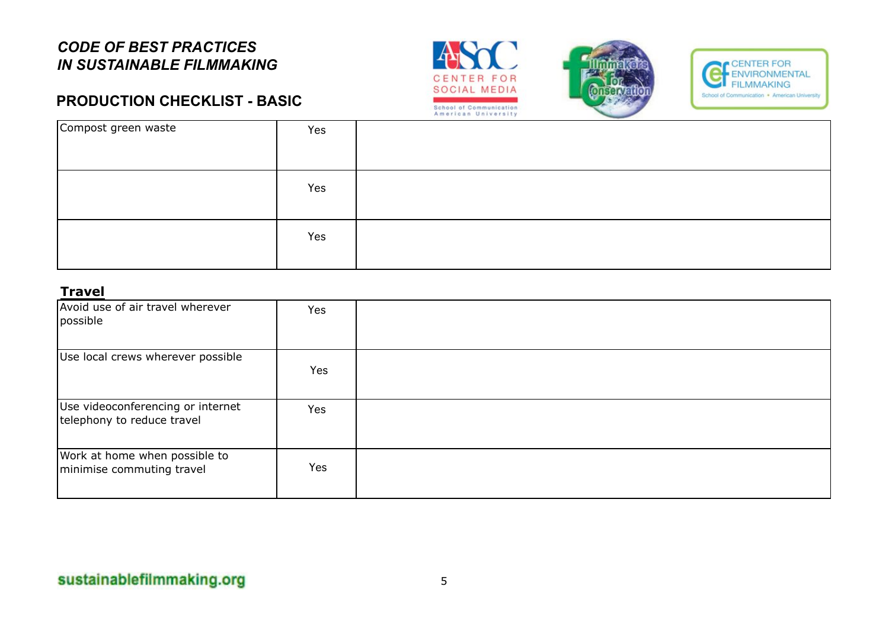*CODE OF BEST PRACTICES*
*IN SUSTAINABLE FILMMAKING*

**PRODUCTION CHECKLIST - BASIC**

| | | |
|---|---|---|
| Compost green waste | Yes | |
| | Yes | |
| | Yes | |

**Travel**

| | | |
|---|---|---|
| Avoid use of air travel wherever possible | Yes | |
| Use local crews wherever possible | Yes | |
| Use videoconferencing or internet telephony to reduce travel | Yes | |
| Work at home when possible to minimise commuting travel | Yes | |

sustainablefilmmaking.org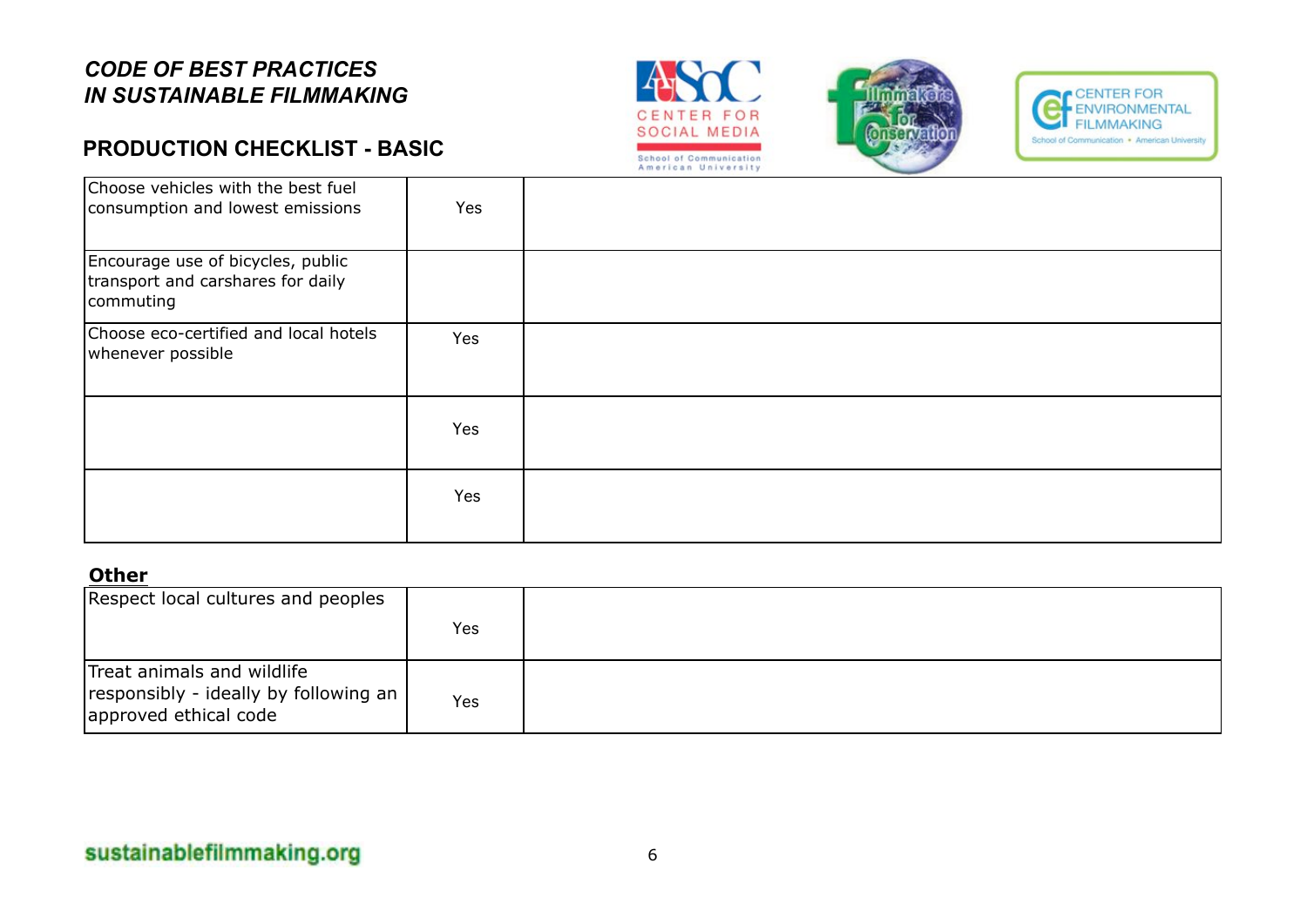## CODE OF BEST PRACTICES IN SUSTAINABLE FILMMAKING

### PRODUCTION CHECKLIST - BASIC

| | | |
|---|---|---|
| Choose vehicles with the best fuel consumption and lowest emissions | Yes | |
| Encourage use of bicycles, public transport and carshares for daily commuting | | |
| Choose eco-certified and local hotels whenever possible | Yes | |
| | Yes | |
| | Yes | |

**Other**

| | | |
|---|---|---|
| Respect local cultures and peoples | Yes | |
| Treat animals and wildlife responsibly - ideally by following an approved ethical code | Yes | |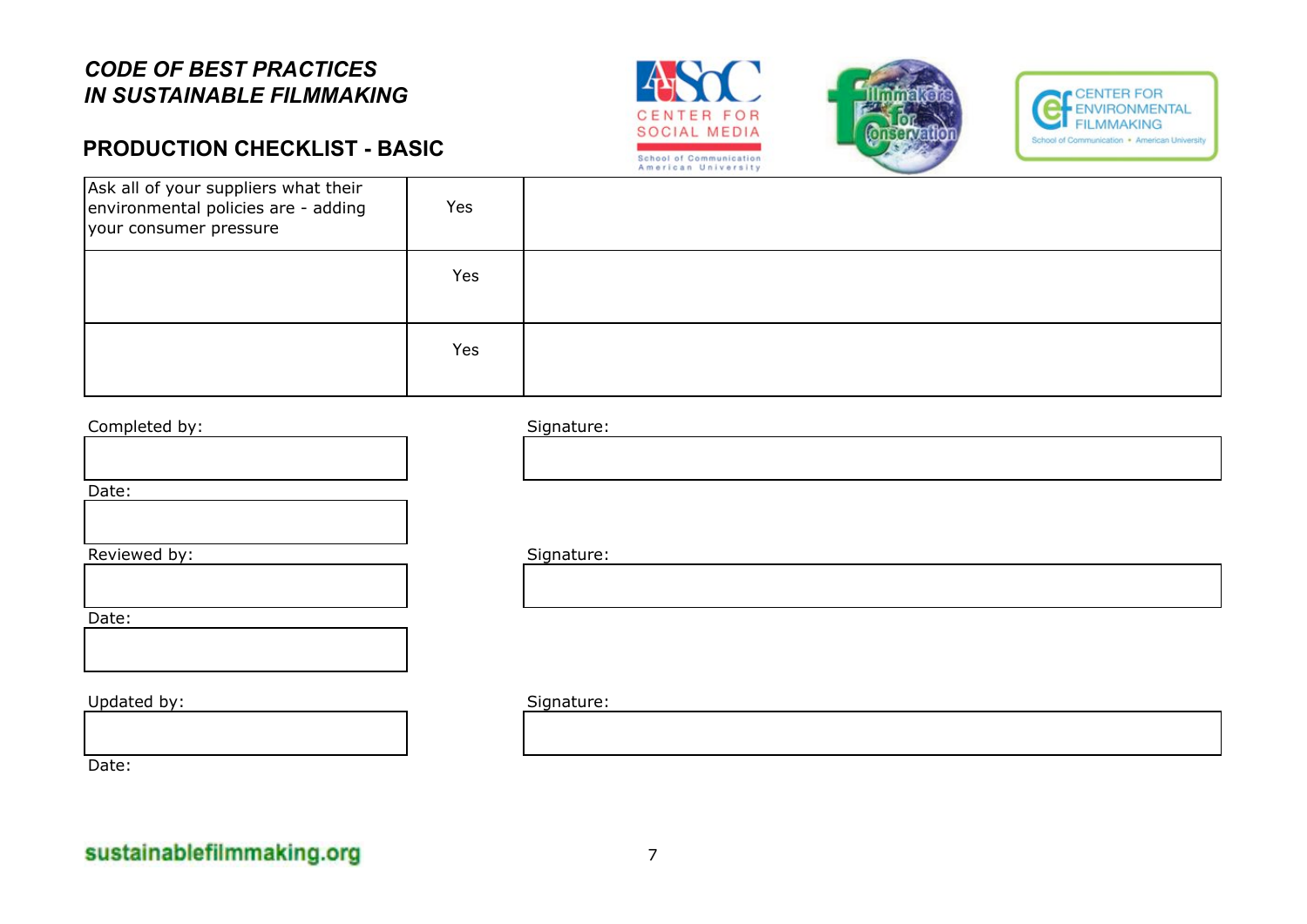*CODE OF BEST PRACTICES*
*IN SUSTAINABLE FILMMAKING*

## PRODUCTION CHECKLIST - BASIC

| | | |
|---|---|---|
| Ask all of your suppliers what their environmental policies are - adding your consumer pressure | Yes | |
| | Yes | |
| | Yes | |

Completed by:

Signature:

Date:

Reviewed by:

Signature:

Date:

Updated by:

Signature:

Date:

sustainablefilmmaking.org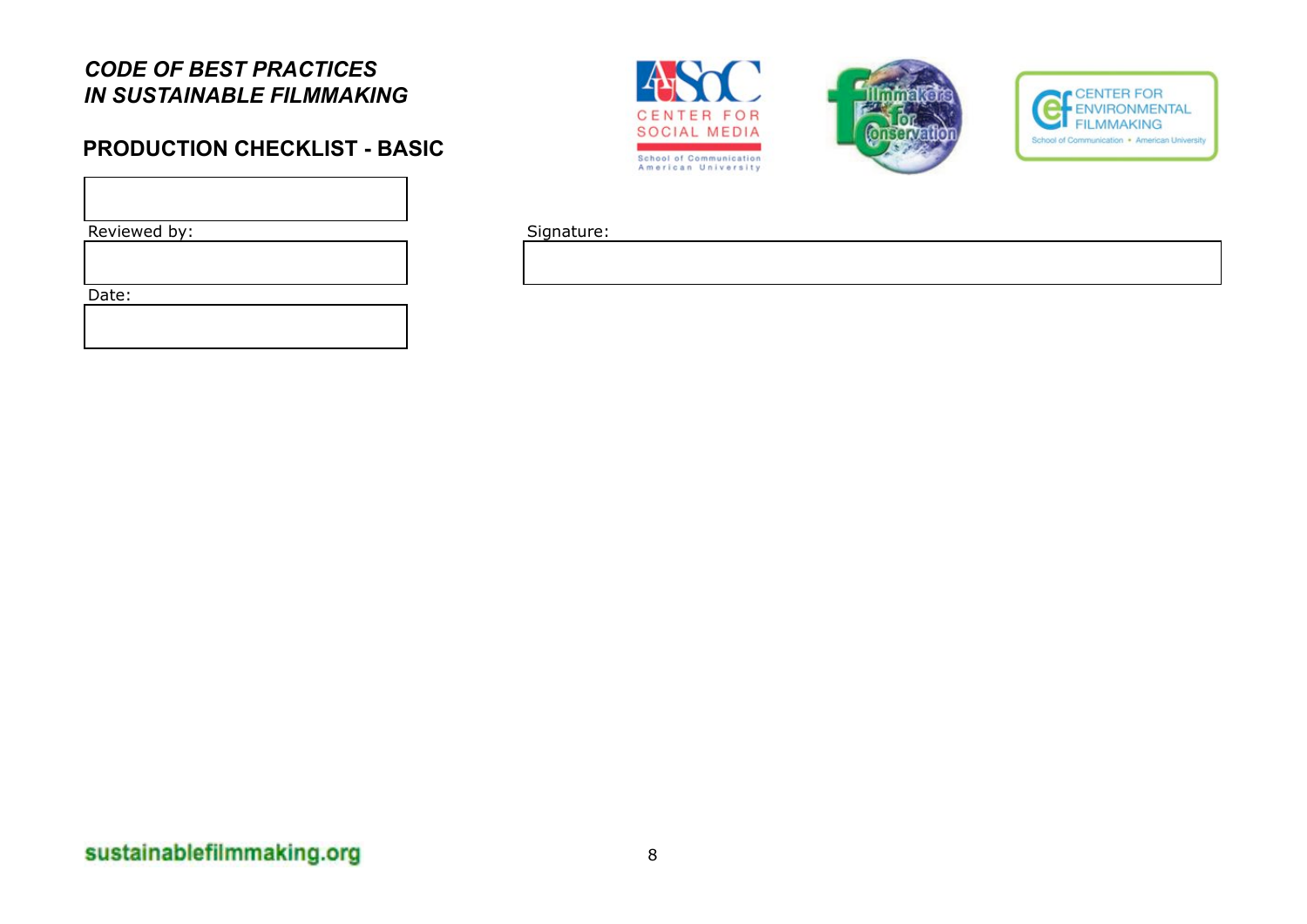*CODE OF BEST PRACTICES*
*IN SUSTAINABLE FILMMAKING*

## PRODUCTION CHECKLIST - BASIC

Reviewed by:

Signature:

Date: